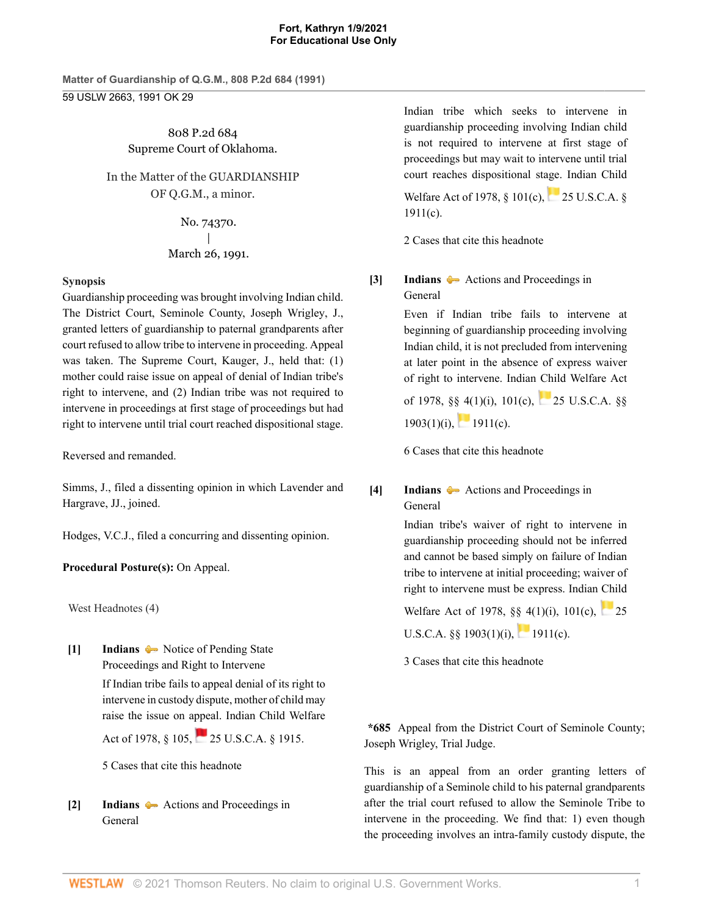808 P.2d 684
Supreme Court of Oklahoma.

In the Matter of the GUARDIANSHIP OF Q.G.M., a minor.

No. 74370.
|
March 26, 1991.

**Synopsis**
Guardianship proceeding was brought involving Indian child. The District Court, Seminole County, Joseph Wrigley, J., granted letters of guardianship to paternal grandparents after court refused to allow tribe to intervene in proceeding. Appeal was taken. The Supreme Court, Kauger, J., held that: (1) mother could raise issue on appeal of denial of Indian tribe's right to intervene, and (2) Indian tribe was not required to intervene in proceedings at first stage of proceedings but had right to intervene until trial court reached dispositional stage.

Reversed and remanded.

Simms, J., filed a dissenting opinion in which Lavender and Hargrave, JJ., joined.

Hodges, V.C.J., filed a concurring and dissenting opinion.

**Procedural Posture(s):** On Appeal.

West Headnotes (4)

**[1]** **Indians** Notice of Pending State Proceedings and Right to Intervene
If Indian tribe fails to appeal denial of its right to intervene in custody dispute, mother of child may raise the issue on appeal. Indian Child Welfare Act of 1978, § 105, 25 U.S.C.A. § 1915.

5 Cases that cite this headnote

**[2]** **Indians** Actions and Proceedings in General
Indian tribe which seeks to intervene in guardianship proceeding involving Indian child is not required to intervene at first stage of proceedings but may wait to intervene until trial court reaches dispositional stage. Indian Child Welfare Act of 1978, § 101(c), 25 U.S.C.A. § 1911(c).

2 Cases that cite this headnote

**[3]** **Indians** Actions and Proceedings in General
Even if Indian tribe fails to intervene at beginning of guardianship proceeding involving Indian child, it is not precluded from intervening at later point in the absence of express waiver of right to intervene. Indian Child Welfare Act of 1978, §§ 4(1)(i), 101(c), 25 U.S.C.A. §§ 1903(1)(i), 1911(c).

6 Cases that cite this headnote

**[4]** **Indians** Actions and Proceedings in General
Indian tribe's waiver of right to intervene in guardianship proceeding should not be inferred and cannot be based simply on failure of Indian tribe to intervene at initial proceeding; waiver of right to intervene must be express. Indian Child Welfare Act of 1978, §§ 4(1)(i), 101(c), 25 U.S.C.A. §§ 1903(1)(i), 1911(c).

3 Cases that cite this headnote

**\*685** Appeal from the District Court of Seminole County; Joseph Wrigley, Trial Judge.

This is an appeal from an order granting letters of guardianship of a Seminole child to his paternal grandparents after the trial court refused to allow the Seminole Tribe to intervene in the proceeding. We find that: 1) even though the proceeding involves an intra-family custody dispute, the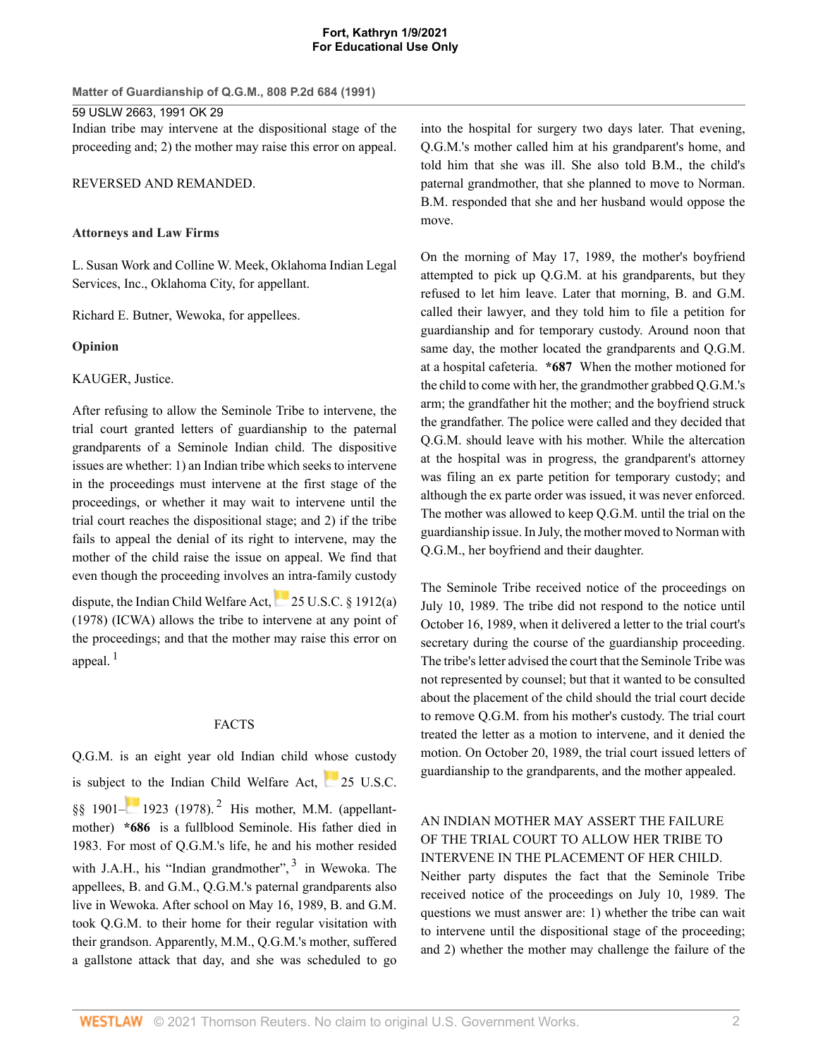Indian tribe may intervene at the dispositional stage of the proceeding and; 2) the mother may raise this error on appeal.

REVERSED AND REMANDED.

**Attorneys and Law Firms**

L. Susan Work and Colline W. Meek, Oklahoma Indian Legal Services, Inc., Oklahoma City, for appellant.

Richard E. Butner, Wewoka, for appellees.

**Opinion**

KAUGER, Justice.

After refusing to allow the Seminole Tribe to intervene, the trial court granted letters of guardianship to the paternal grandparents of a Seminole Indian child. The dispositive issues are whether: 1) an Indian tribe which seeks to intervene in the proceedings must intervene at the first stage of the proceedings, or whether it may wait to intervene until the trial court reaches the dispositional stage; and 2) if the tribe fails to appeal the denial of its right to intervene, may the mother of the child raise the issue on appeal. We find that even though the proceeding involves an intra-family custody dispute, the Indian Child Welfare Act, 25 U.S.C. § 1912(a) (1978) (ICWA) allows the tribe to intervene at any point of the proceedings; and that the mother may raise this error on appeal. [1]

## FACTS

Q.G.M. is an eight year old Indian child whose custody is subject to the Indian Child Welfare Act, 25 U.S.C. §§ 1901–1923 (1978). [2] His mother, M.M. (appellant-mother) **\*686** is a fullblood Seminole. His father died in 1983. For most of Q.G.M.'s life, he and his mother resided with J.A.H., his "Indian grandmother", [3] in Wewoka. The appellees, B. and G.M., Q.G.M.'s paternal grandparents also live in Wewoka. After school on May 16, 1989, B. and G.M. took Q.G.M. to their home for their regular visitation with their grandson. Apparently, M.M., Q.G.M.'s mother, suffered a gallstone attack that day, and she was scheduled to go into the hospital for surgery two days later. That evening, Q.G.M.'s mother called him at his grandparent's home, and told him that she was ill. She also told B.M., the child's paternal grandmother, that she planned to move to Norman. B.M. responded that she and her husband would oppose the move.

On the morning of May 17, 1989, the mother's boyfriend attempted to pick up Q.G.M. at his grandparents, but they refused to let him leave. Later that morning, B. and G.M. called their lawyer, and they told him to file a petition for guardianship and for temporary custody. Around noon that same day, the mother located the grandparents and Q.G.M. at a hospital cafeteria. **\*687** When the mother motioned for the child to come with her, the grandmother grabbed Q.G.M.'s arm; the grandfather hit the mother; and the boyfriend struck the grandfather. The police were called and they decided that Q.G.M. should leave with his mother. While the altercation at the hospital was in progress, the grandparent's attorney was filing an ex parte petition for temporary custody; and although the ex parte order was issued, it was never enforced. The mother was allowed to keep Q.G.M. until the trial on the guardianship issue. In July, the mother moved to Norman with Q.G.M., her boyfriend and their daughter.

The Seminole Tribe received notice of the proceedings on July 10, 1989. The tribe did not respond to the notice until October 16, 1989, when it delivered a letter to the trial court's secretary during the course of the guardianship proceeding. The tribe's letter advised the court that the Seminole Tribe was not represented by counsel; but that it wanted to be consulted about the placement of the child should the trial court decide to remove Q.G.M. from his mother's custody. The trial court treated the letter as a motion to intervene, and it denied the motion. On October 20, 1989, the trial court issued letters of guardianship to the grandparents, and the mother appealed.

## AN INDIAN MOTHER MAY ASSERT THE FAILURE OF THE TRIAL COURT TO ALLOW HER TRIBE TO INTERVENE IN THE PLACEMENT OF HER CHILD.

Neither party disputes the fact that the Seminole Tribe received notice of the proceedings on July 10, 1989. The questions we must answer are: 1) whether the tribe can wait to intervene until the dispositional stage of the proceeding; and 2) whether the mother may challenge the failure of the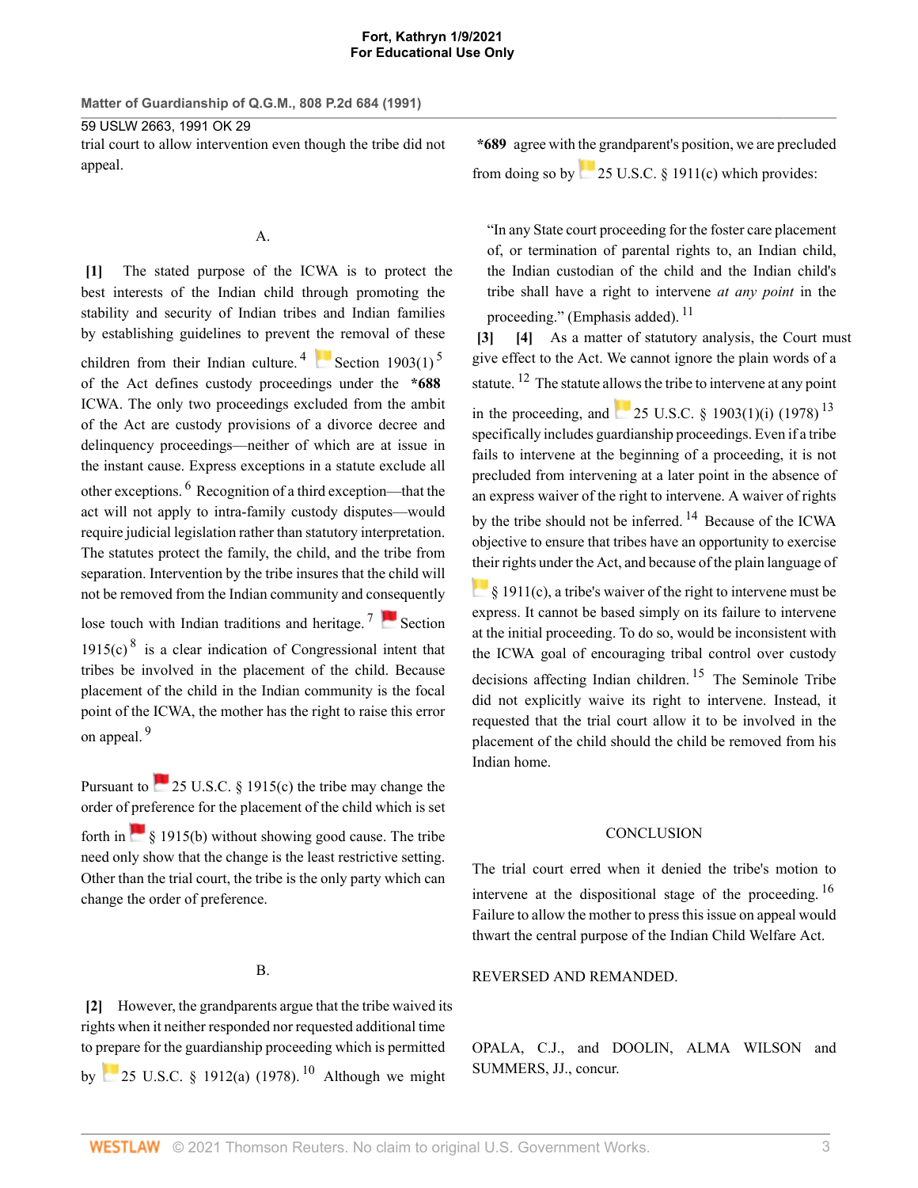trial court to allow intervention even though the tribe did not appeal.

A.

**[1]** The stated purpose of the ICWA is to protect the best interests of the Indian child through promoting the stability and security of Indian tribes and Indian families by establishing guidelines to prevent the removal of these children from their Indian culture.[4] Section 1903(1)[5] of the Act defines custody proceedings under the **\*688** ICWA. The only two proceedings excluded from the ambit of the Act are custody provisions of a divorce decree and delinquency proceedings—neither of which are at issue in the instant cause. Express exceptions in a statute exclude all other exceptions.[6] Recognition of a third exception—that the act will not apply to intra-family custody disputes—would require judicial legislation rather than statutory interpretation. The statutes protect the family, the child, and the tribe from separation. Intervention by the tribe insures that the child will not be removed from the Indian community and consequently lose touch with Indian traditions and heritage.[7] Section 1915(c)[8] is a clear indication of Congressional intent that tribes be involved in the placement of the child. Because placement of the child in the Indian community is the focal point of the ICWA, the mother has the right to raise this error on appeal.[9]

Pursuant to 25 U.S.C. § 1915(c) the tribe may change the order of preference for the placement of the child which is set forth in § 1915(b) without showing good cause. The tribe need only show that the change is the least restrictive setting. Other than the trial court, the tribe is the only party which can change the order of preference.

B.

**[2]** However, the grandparents argue that the tribe waived its rights when it neither responded nor requested additional time to prepare for the guardianship proceeding which is permitted by 25 U.S.C. § 1912(a) (1978).[10] Although we might **\*689** agree with the grandparent's position, we are precluded from doing so by 25 U.S.C. § 1911(c) which provides:

> "In any State court proceeding for the foster care placement of, or termination of parental rights to, an Indian child, the Indian custodian of the child and the Indian child's tribe shall have a right to intervene *at any point* in the proceeding." (Emphasis added).[11]

**[3]** **[4]** As a matter of statutory analysis, the Court must give effect to the Act. We cannot ignore the plain words of a statute.[12] The statute allows the tribe to intervene at any point in the proceeding, and 25 U.S.C. § 1903(1)(i) (1978)[13] specifically includes guardianship proceedings. Even if a tribe fails to intervene at the beginning of a proceeding, it is not precluded from intervening at a later point in the absence of an express waiver of the right to intervene. A waiver of rights by the tribe should not be inferred.[14] Because of the ICWA objective to ensure that tribes have an opportunity to exercise their rights under the Act, and because of the plain language of § 1911(c), a tribe's waiver of the right to intervene must be express. It cannot be based simply on its failure to intervene at the initial proceeding. To do so, would be inconsistent with the ICWA goal of encouraging tribal control over custody decisions affecting Indian children.[15] The Seminole Tribe did not explicitly waive its right to intervene. Instead, it requested that the trial court allow it to be involved in the placement of the child should the child be removed from his Indian home.

CONCLUSION

The trial court erred when it denied the tribe's motion to intervene at the dispositional stage of the proceeding.[16] Failure to allow the mother to press this issue on appeal would thwart the central purpose of the Indian Child Welfare Act.

REVERSED AND REMANDED.

OPALA, C.J., and DOOLIN, ALMA WILSON and SUMMERS, JJ., concur.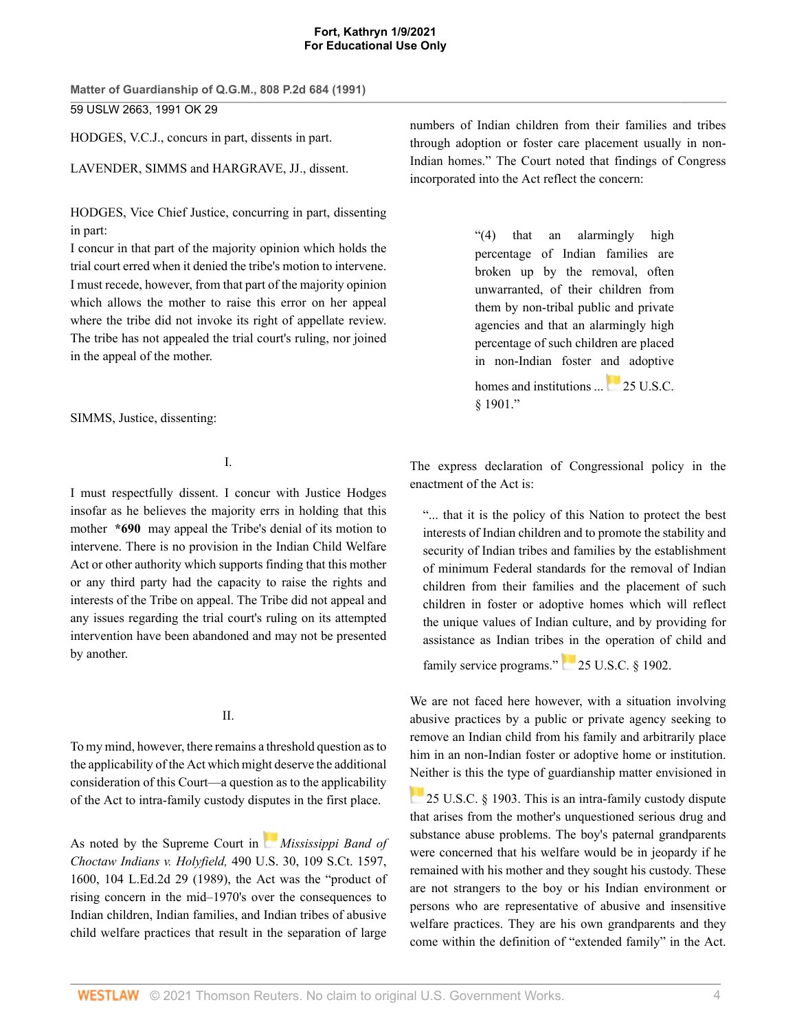HODGES, V.C.J., concurs in part, dissents in part.

LAVENDER, SIMMS and HARGRAVE, JJ., dissent.

HODGES, Vice Chief Justice, concurring in part, dissenting in part:

I concur in that part of the majority opinion which holds the trial court erred when it denied the tribe's motion to intervene. I must recede, however, from that part of the majority opinion which allows the mother to raise this error on her appeal where the tribe did not invoke its right of appellate review. The tribe has not appealed the trial court's ruling, nor joined in the appeal of the mother.

SIMMS, Justice, dissenting:

I.

I must respectfully dissent. I concur with Justice Hodges insofar as he believes the majority errs in holding that this mother **\*690** may appeal the Tribe's denial of its motion to intervene. There is no provision in the Indian Child Welfare Act or other authority which supports finding that this mother or any third party had the capacity to raise the rights and interests of the Tribe on appeal. The Tribe did not appeal and any issues regarding the trial court's ruling on its attempted intervention have been abandoned and may not be presented by another.

II.

To my mind, however, there remains a threshold question as to the applicability of the Act which might deserve the additional consideration of this Court—a question as to the applicability of the Act to intra-family custody disputes in the first place.

As noted by the Supreme Court in *Mississippi Band of Choctaw Indians v. Holyfield,* 490 U.S. 30, 109 S.Ct. 1597, 1600, 104 L.Ed.2d 29 (1989), the Act was the "product of rising concern in the mid–1970's over the consequences to Indian children, Indian families, and Indian tribes of abusive child welfare practices that result in the separation of large numbers of Indian children from their families and tribes through adoption or foster care placement usually in non-Indian homes." The Court noted that findings of Congress incorporated into the Act reflect the concern:

> "(4) that an alarmingly high percentage of Indian families are broken up by the removal, often unwarranted, of their children from them by non-tribal public and private agencies and that an alarmingly high percentage of such children are placed in non-Indian foster and adoptive homes and institutions ... 25 U.S.C. § 1901."

The express declaration of Congressional policy in the enactment of the Act is:

> "... that it is the policy of this Nation to protect the best interests of Indian children and to promote the stability and security of Indian tribes and families by the establishment of minimum Federal standards for the removal of Indian children from their families and the placement of such children in foster or adoptive homes which will reflect the unique values of Indian culture, and by providing for assistance as Indian tribes in the operation of child and family service programs." 25 U.S.C. § 1902.

We are not faced here however, with a situation involving abusive practices by a public or private agency seeking to remove an Indian child from his family and arbitrarily place him in an non-Indian foster or adoptive home or institution. Neither is this the type of guardianship matter envisioned in 25 U.S.C. § 1903. This is an intra-family custody dispute that arises from the mother's unquestioned serious drug and substance abuse problems. The boy's paternal grandparents were concerned that his welfare would be in jeopardy if he remained with his mother and they sought his custody. These are not strangers to the boy or his Indian environment or persons who are representative of abusive and insensitive welfare practices. They are his own grandparents and they come within the definition of "extended family" in the Act.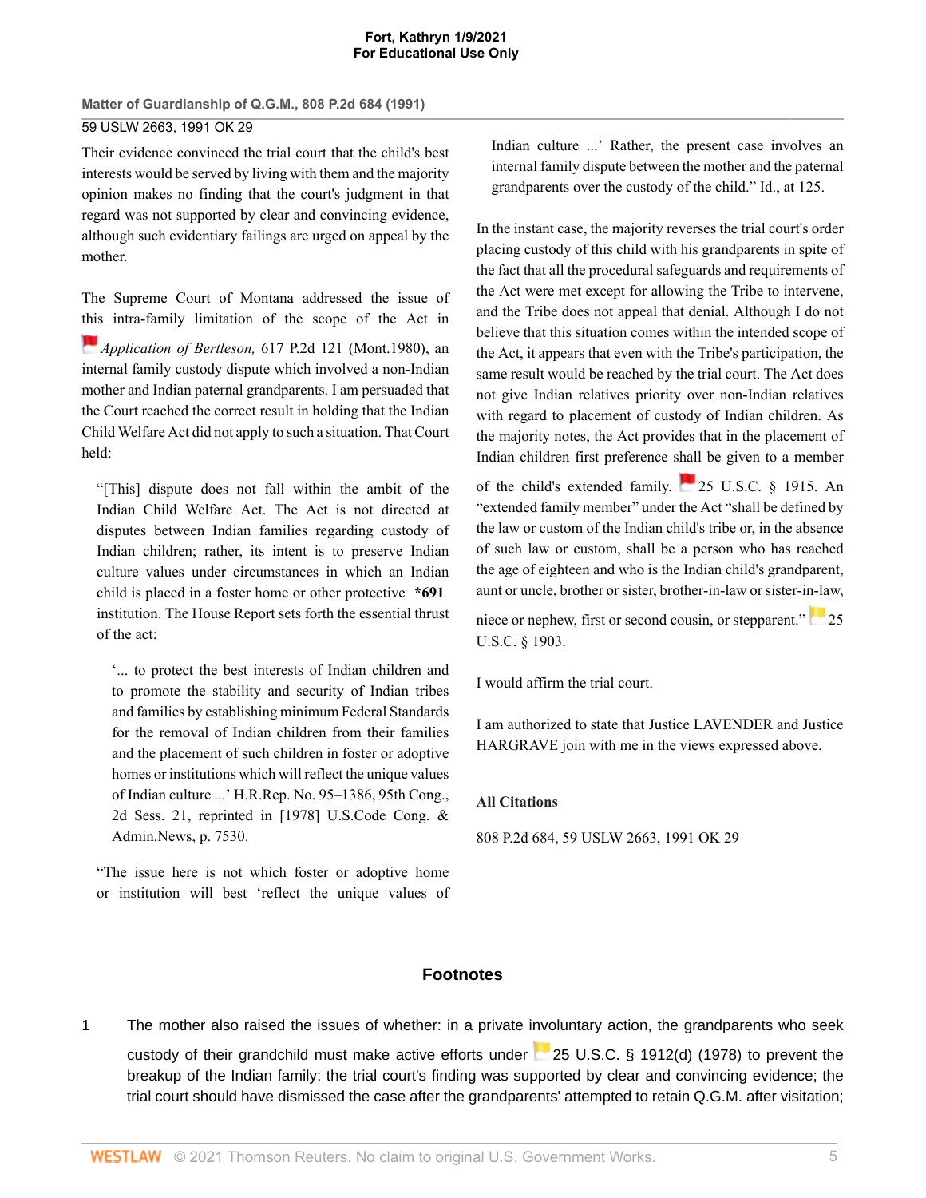Their evidence convinced the trial court that the child's best interests would be served by living with them and the majority opinion makes no finding that the court's judgment in that regard was not supported by clear and convincing evidence, although such evidentiary failings are urged on appeal by the mother.

The Supreme Court of Montana addressed the issue of this intra-family limitation of the scope of the Act in *Application of Bertleson,* 617 P.2d 121 (Mont.1980), an internal family custody dispute which involved a non-Indian mother and Indian paternal grandparents. I am persuaded that the Court reached the correct result in holding that the Indian Child Welfare Act did not apply to such a situation. That Court held:

> "[This] dispute does not fall within the ambit of the Indian Child Welfare Act. The Act is not directed at disputes between Indian families regarding custody of Indian children; rather, its intent is to preserve Indian culture values under circumstances in which an Indian child is placed in a foster home or other protective **\*691** institution. The House Report sets forth the essential thrust of the act:
>
> > '... to protect the best interests of Indian children and to promote the stability and security of Indian tribes and families by establishing minimum Federal Standards for the removal of Indian children from their families and the placement of such children in foster or adoptive homes or institutions which will reflect the unique values of Indian culture ...' H.R.Rep. No. 95–1386, 95th Cong., 2d Sess. 21, reprinted in [1978] U.S.Code Cong. & Admin.News, p. 7530.
>
> "The issue here is not which foster or adoptive home or institution will best 'reflect the unique values of Indian culture ...' Rather, the present case involves an internal family dispute between the mother and the paternal grandparents over the custody of the child." Id., at 125.

In the instant case, the majority reverses the trial court's order placing custody of this child with his grandparents in spite of the fact that all the procedural safeguards and requirements of the Act were met except for allowing the Tribe to intervene, and the Tribe does not appeal that denial. Although I do not believe that this situation comes within the intended scope of the Act, it appears that even with the Tribe's participation, the same result would be reached by the trial court. The Act does not give Indian relatives priority over non-Indian relatives with regard to placement of custody of Indian children. As the majority notes, the Act provides that in the placement of Indian children first preference shall be given to a member of the child's extended family. 25 U.S.C. § 1915. An "extended family member" under the Act "shall be defined by the law or custom of the Indian child's tribe or, in the absence of such law or custom, shall be a person who has reached the age of eighteen and who is the Indian child's grandparent, aunt or uncle, brother or sister, brother-in-law or sister-in-law, niece or nephew, first or second cousin, or stepparent." 25 U.S.C. § 1903.

I would affirm the trial court.

I am authorized to state that Justice LAVENDER and Justice HARGRAVE join with me in the views expressed above.

### All Citations

808 P.2d 684, 59 USLW 2663, 1991 OK 29

## Footnotes

1. The mother also raised the issues of whether: in a private involuntary action, the grandparents who seek custody of their grandchild must make active efforts under 25 U.S.C. § 1912(d) (1978) to prevent the breakup of the Indian family; the trial court's finding was supported by clear and convincing evidence; the trial court should have dismissed the case after the grandparents' attempted to retain Q.G.M. after visitation;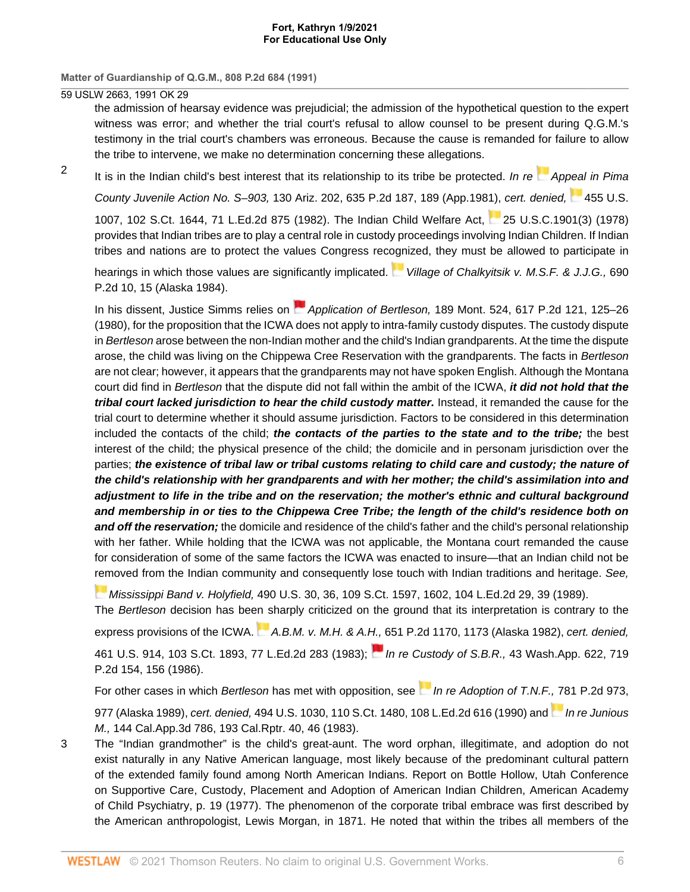the admission of hearsay evidence was prejudicial; the admission of the hypothetical question to the expert witness was error; and whether the trial court's refusal to allow counsel to be present during Q.G.M.'s testimony in the trial court's chambers was erroneous. Because the cause is remanded for failure to allow the tribe to intervene, we make no determination concerning these allegations.

2 It is in the Indian child's best interest that its relationship to its tribe be protected. *In re Appeal in Pima County Juvenile Action No. S–903,* 130 Ariz. 202, 635 P.2d 187, 189 (App.1981), *cert. denied,* 455 U.S. 1007, 102 S.Ct. 1644, 71 L.Ed.2d 875 (1982). The Indian Child Welfare Act, 25 U.S.C.1901(3) (1978) provides that Indian tribes are to play a central role in custody proceedings involving Indian Children. If Indian tribes and nations are to protect the values Congress recognized, they must be allowed to participate in hearings in which those values are significantly implicated. *Village of Chalkyitsik v. M.S.F. & J.J.G.,* 690 P.2d 10, 15 (Alaska 1984).

In his dissent, Justice Simms relies on *Application of Bertleson,* 189 Mont. 524, 617 P.2d 121, 125–26 (1980), for the proposition that the ICWA does not apply to intra-family custody disputes. The custody dispute in *Bertleson* arose between the non-Indian mother and the child's Indian grandparents. At the time the dispute arose, the child was living on the Chippewa Cree Reservation with the grandparents. The facts in *Bertleson* are not clear; however, it appears that the grandparents may not have spoken English. Although the Montana court did find in *Bertleson* that the dispute did not fall within the ambit of the ICWA, ***it did not hold that the tribal court lacked jurisdiction to hear the child custody matter.*** Instead, it remanded the cause for the trial court to determine whether it should assume jurisdiction. Factors to be considered in this determination included the contacts of the child; ***the contacts of the parties to the state and to the tribe;*** the best interest of the child; the physical presence of the child; the domicile and in personam jurisdiction over the parties; ***the existence of tribal law or tribal customs relating to child care and custody; the nature of the child's relationship with her grandparents and with her mother; the child's assimilation into and adjustment to life in the tribe and on the reservation; the mother's ethnic and cultural background and membership in or ties to the Chippewa Cree Tribe; the length of the child's residence both on and off the reservation;*** the domicile and residence of the child's father and the child's personal relationship with her father. While holding that the ICWA was not applicable, the Montana court remanded the cause for consideration of some of the same factors the ICWA was enacted to insure—that an Indian child not be removed from the Indian community and consequently lose touch with Indian traditions and heritage. *See, Mississippi Band v. Holyfield,* 490 U.S. 30, 36, 109 S.Ct. 1597, 1602, 104 L.Ed.2d 29, 39 (1989).

The *Bertleson* decision has been sharply criticized on the ground that its interpretation is contrary to the express provisions of the ICWA. *A.B.M. v. M.H. & A.H.,* 651 P.2d 1170, 1173 (Alaska 1982), *cert. denied,* 461 U.S. 914, 103 S.Ct. 1893, 77 L.Ed.2d 283 (1983); *In re Custody of S.B.R.,* 43 Wash.App. 622, 719 P.2d 154, 156 (1986).

For other cases in which *Bertleson* has met with opposition, see *In re Adoption of T.N.F.,* 781 P.2d 973, 977 (Alaska 1989), *cert. denied,* 494 U.S. 1030, 110 S.Ct. 1480, 108 L.Ed.2d 616 (1990) and *In re Junious M.,* 144 Cal.App.3d 786, 193 Cal.Rptr. 40, 46 (1983).

3 The "Indian grandmother" is the child's great-aunt. The word orphan, illegitimate, and adoption do not exist naturally in any Native American language, most likely because of the predominant cultural pattern of the extended family found among North American Indians. Report on Bottle Hollow, Utah Conference on Supportive Care, Custody, Placement and Adoption of American Indian Children, American Academy of Child Psychiatry, p. 19 (1977). The phenomenon of the corporate tribal embrace was first described by the American anthropologist, Lewis Morgan, in 1871. He noted that within the tribes all members of the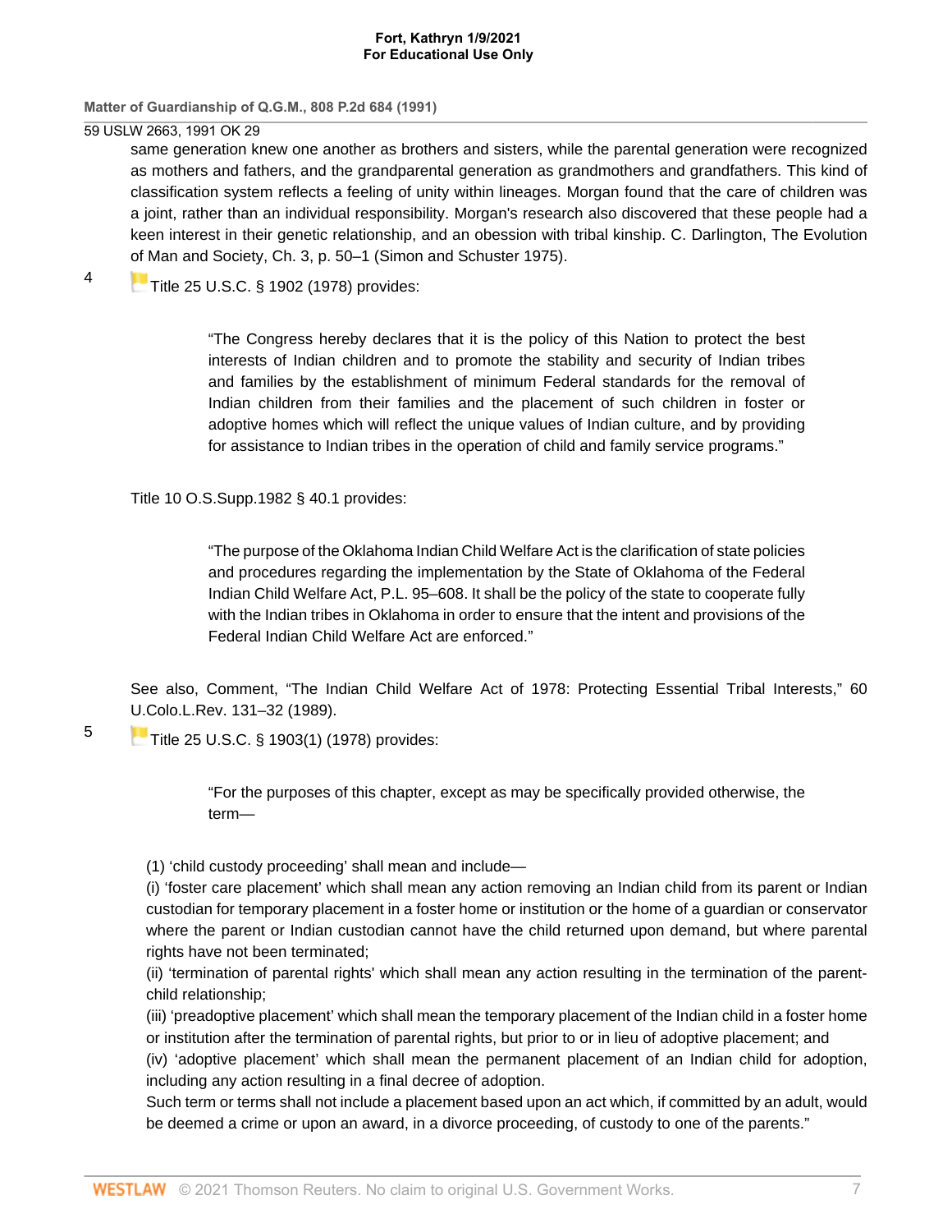same generation knew one another as brothers and sisters, while the parental generation were recognized as mothers and fathers, and the grandparental generation as grandmothers and grandfathers. This kind of classification system reflects a feeling of unity within lineages. Morgan found that the care of children was a joint, rather than an individual responsibility. Morgan's research also discovered that these people had a keen interest in their genetic relationship, and an obession with tribal kinship. C. Darlington, The Evolution of Man and Society, Ch. 3, p. 50–1 (Simon and Schuster 1975).

4 Title 25 U.S.C. § 1902 (1978) provides:

> "The Congress hereby declares that it is the policy of this Nation to protect the best interests of Indian children and to promote the stability and security of Indian tribes and families by the establishment of minimum Federal standards for the removal of Indian children from their families and the placement of such children in foster or adoptive homes which will reflect the unique values of Indian culture, and by providing for assistance to Indian tribes in the operation of child and family service programs."

Title 10 O.S.Supp.1982 § 40.1 provides:

> "The purpose of the Oklahoma Indian Child Welfare Act is the clarification of state policies and procedures regarding the implementation by the State of Oklahoma of the Federal Indian Child Welfare Act, P.L. 95–608. It shall be the policy of the state to cooperate fully with the Indian tribes in Oklahoma in order to ensure that the intent and provisions of the Federal Indian Child Welfare Act are enforced."

See also, Comment, "The Indian Child Welfare Act of 1978: Protecting Essential Tribal Interests," 60 U.Colo.L.Rev. 131–32 (1989).

5 Title 25 U.S.C. § 1903(1) (1978) provides:

> "For the purposes of this chapter, except as may be specifically provided otherwise, the term—

(1) 'child custody proceeding' shall mean and include—
(i) 'foster care placement' which shall mean any action removing an Indian child from its parent or Indian custodian for temporary placement in a foster home or institution or the home of a guardian or conservator where the parent or Indian custodian cannot have the child returned upon demand, but where parental rights have not been terminated;
(ii) 'termination of parental rights' which shall mean any action resulting in the termination of the parent-child relationship;
(iii) 'preadoptive placement' which shall mean the temporary placement of the Indian child in a foster home or institution after the termination of parental rights, but prior to or in lieu of adoptive placement; and
(iv) 'adoptive placement' which shall mean the permanent placement of an Indian child for adoption, including any action resulting in a final decree of adoption.
Such term or terms shall not include a placement based upon an act which, if committed by an adult, would be deemed a crime or upon an award, in a divorce proceeding, of custody to one of the parents."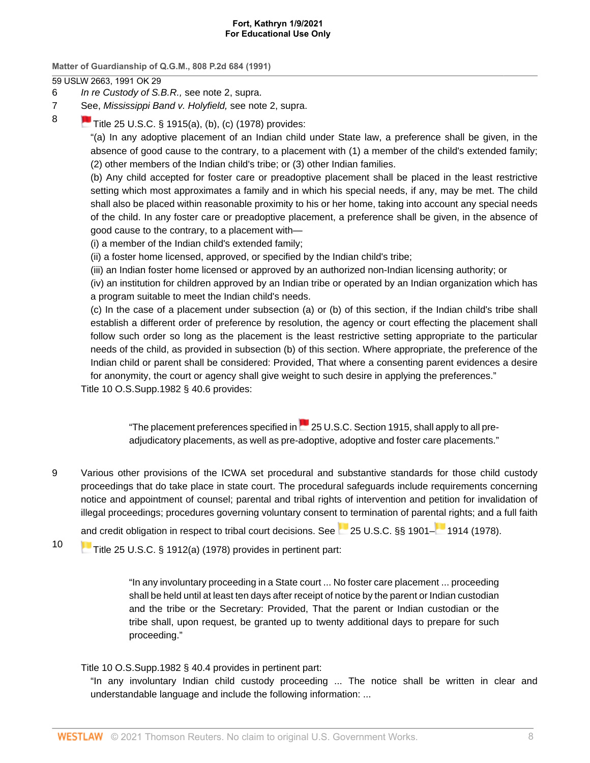6 *In re Custody of S.B.R.,* see note 2, supra.

7 See, *Mississippi Band v. Holyfield,* see note 2, supra.

8 Title 25 U.S.C. § 1915(a), (b), (c) (1978) provides:

"(a) In any adoptive placement of an Indian child under State law, a preference shall be given, in the absence of good cause to the contrary, to a placement with (1) a member of the child's extended family; (2) other members of the Indian child's tribe; or (3) other Indian families.

(b) Any child accepted for foster care or preadoptive placement shall be placed in the least restrictive setting which most approximates a family and in which his special needs, if any, may be met. The child shall also be placed within reasonable proximity to his or her home, taking into account any special needs of the child. In any foster care or preadoptive placement, a preference shall be given, in the absence of good cause to the contrary, to a placement with—

(i) a member of the Indian child's extended family;

(ii) a foster home licensed, approved, or specified by the Indian child's tribe;

(iii) an Indian foster home licensed or approved by an authorized non-Indian licensing authority; or

(iv) an institution for children approved by an Indian tribe or operated by an Indian organization which has a program suitable to meet the Indian child's needs.

(c) In the case of a placement under subsection (a) or (b) of this section, if the Indian child's tribe shall establish a different order of preference by resolution, the agency or court effecting the placement shall follow such order so long as the placement is the least restrictive setting appropriate to the particular needs of the child, as provided in subsection (b) of this section. Where appropriate, the preference of the Indian child or parent shall be considered: Provided, That where a consenting parent evidences a desire for anonymity, the court or agency shall give weight to such desire in applying the preferences."

Title 10 O.S.Supp.1982 § 40.6 provides:

> "The placement preferences specified in 25 U.S.C. Section 1915, shall apply to all pre-adjudicatory placements, as well as pre-adoptive, adoptive and foster care placements."

9 Various other provisions of the ICWA set procedural and substantive standards for those child custody proceedings that do take place in state court. The procedural safeguards include requirements concerning notice and appointment of counsel; parental and tribal rights of intervention and petition for invalidation of illegal proceedings; procedures governing voluntary consent to termination of parental rights; and a full faith and credit obligation in respect to tribal court decisions. See 25 U.S.C. §§ 1901–1914 (1978).

10 Title 25 U.S.C. § 1912(a) (1978) provides in pertinent part:

> "In any involuntary proceeding in a State court ... No foster care placement ... proceeding shall be held until at least ten days after receipt of notice by the parent or Indian custodian and the tribe or the Secretary: Provided, That the parent or Indian custodian or the tribe shall, upon request, be granted up to twenty additional days to prepare for such proceeding."

Title 10 O.S.Supp.1982 § 40.4 provides in pertinent part:

"In any involuntary Indian child custody proceeding ... The notice shall be written in clear and understandable language and include the following information: ...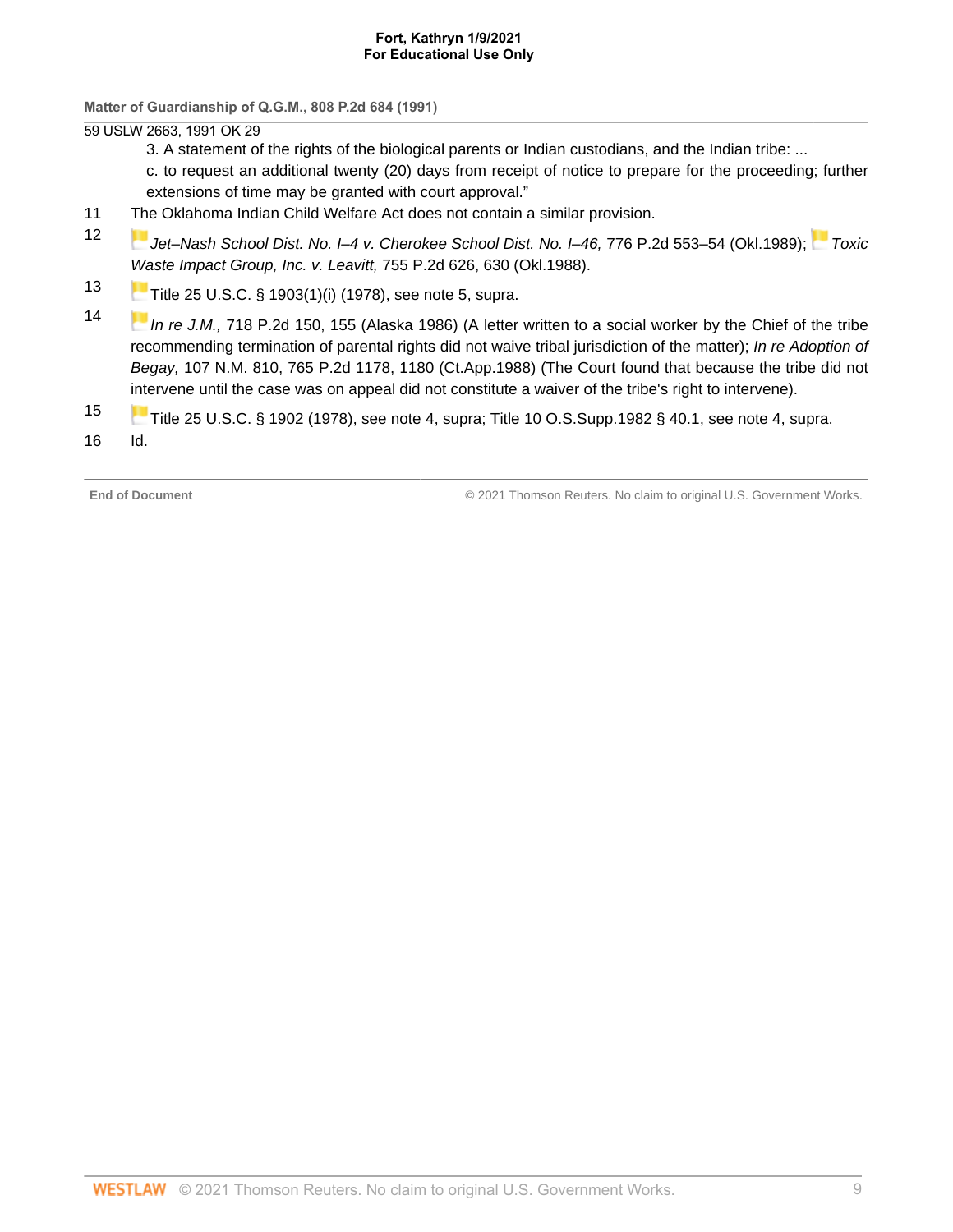3. A statement of the rights of the biological parents or Indian custodians, and the Indian tribe: ...

c. to request an additional twenty (20) days from receipt of notice to prepare for the proceeding; further extensions of time may be granted with court approval."

11 The Oklahoma Indian Child Welfare Act does not contain a similar provision.

12 *Jet–Nash School Dist. No. I–4 v. Cherokee School Dist. No. I–46,* 776 P.2d 553–54 (Okl.1989); *Toxic Waste Impact Group, Inc. v. Leavitt,* 755 P.2d 626, 630 (Okl.1988).

13 Title 25 U.S.C. § 1903(1)(i) (1978), see note 5, supra.

14 *In re J.M.,* 718 P.2d 150, 155 (Alaska 1986) (A letter written to a social worker by the Chief of the tribe recommending termination of parental rights did not waive tribal jurisdiction of the matter); *In re Adoption of Begay,* 107 N.M. 810, 765 P.2d 1178, 1180 (Ct.App.1988) (The Court found that because the tribe did not intervene until the case was on appeal did not constitute a waiver of the tribe's right to intervene).

15 Title 25 U.S.C. § 1902 (1978), see note 4, supra; Title 10 O.S.Supp.1982 § 40.1, see note 4, supra.

16 Id.

**End of Document** © 2021 Thomson Reuters. No claim to original U.S. Government Works.